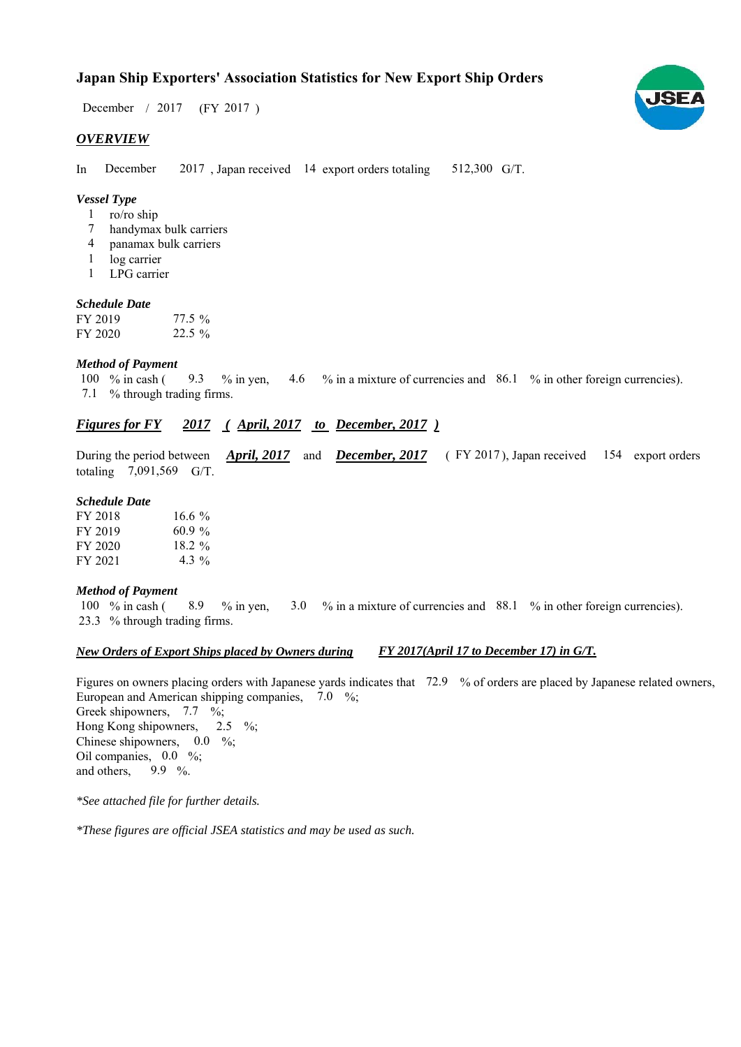# Japan Ship Exporters' Association Statistics for New Export Ship Orders

December / 2017 (FY 2017 )

## *OVERVIEW*

In December 2017 , Japan received 14 export orders totaling 512,300 G/T.

### *Vessel Type*

- 1 ro/ro ship
- 7 handymax bulk carriers
- 4 panamax bulk carriers
- 1 log carrier
- 1 LPG carrier

### *Schedule Date*

| | |
|---|---|
| FY 2019 | 77.5 % |
| FY 2020 | 22.5 % |

### *Method of Payment*

100 % in cash ( 9.3 % in yen, 4.6 % in a mixture of currencies and 86.1 % in other foreign currencies).
7.1 % through trading firms.

## ***Figures for FY 2017 ( April, 2017 to December, 2017 )***

During the period between ***April, 2017*** and ***December, 2017*** ( FY 2017 ), Japan received 154 export orders totaling 7,091,569 G/T.

### *Schedule Date*

| | |
|---|---|
| FY 2018 | 16.6 % |
| FY 2019 | 60.9 % |
| FY 2020 | 18.2 % |
| FY 2021 | 4.3 % |

### *Method of Payment*

100 % in cash ( 8.9 % in yen, 3.0 % in a mixture of currencies and 88.1 % in other foreign currencies).
23.3 % through trading firms.

### ***New Orders of Export Ships placed by Owners during FY 2017(April 17 to December 17) in G/T.***

Figures on owners placing orders with Japanese yards indicates that 72.9 % of orders are placed by Japanese related owners,
European and American shipping companies, 7.0 %;
Greek shipowners, 7.7 %;
Hong Kong shipowners, 2.5 %;
Chinese shipowners, 0.0 %;
Oil companies, 0.0 %;
and others, 9.9 %.

*\*See attached file for further details.*

*\*These figures are official JSEA statistics and may be used as such.*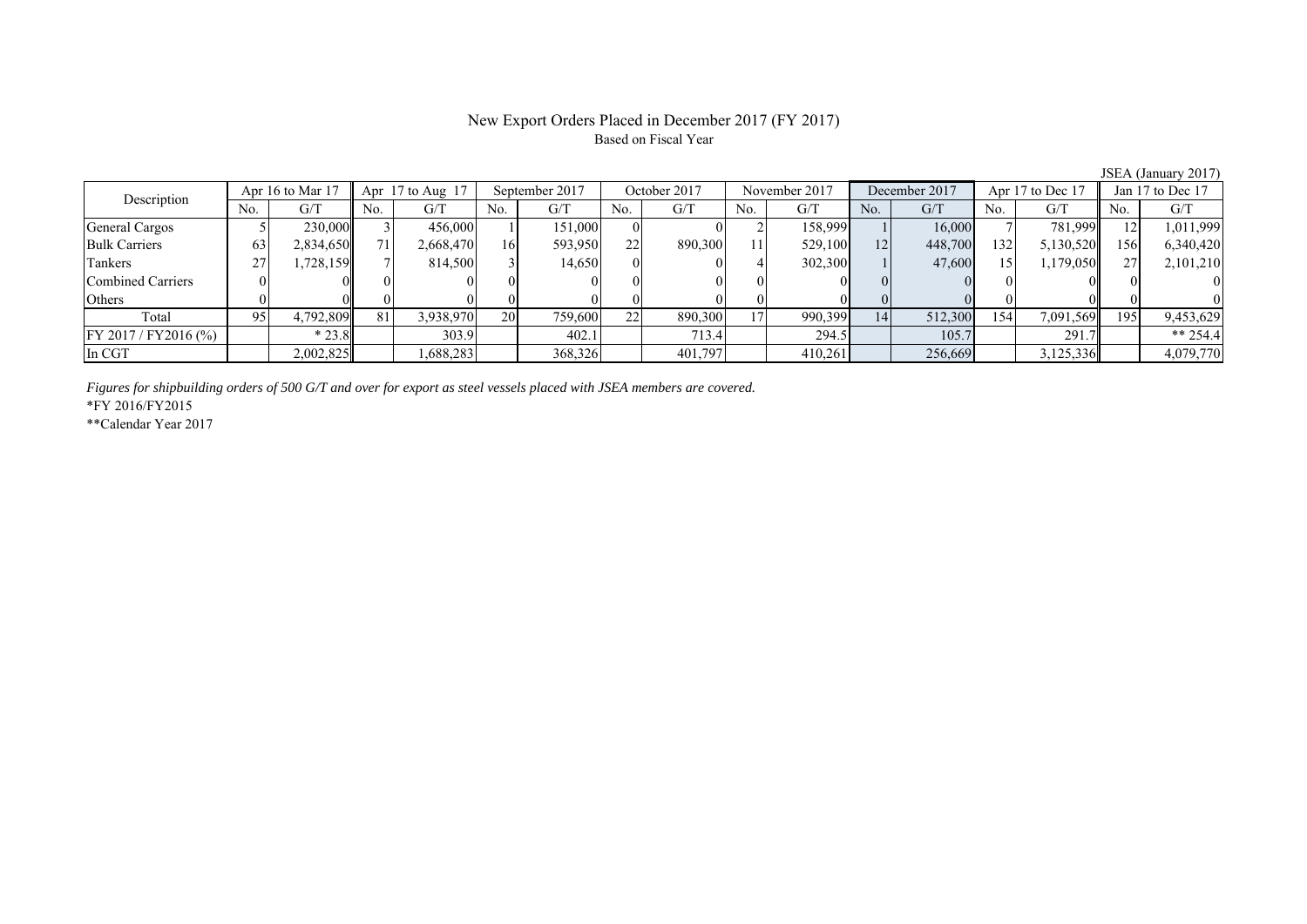# New Export Orders Placed in December 2017 (FY 2017)

Based on Fiscal Year

JSEA (January 2017)

| Description | Apr 16 to Mar 17 | | Apr 17 to Aug 17 | | September 2017 | | October 2017 | | November 2017 | | December 2017 | | Apr 17 to Dec 17 | | Jan 17 to Dec 17 | |
|---|---|---|---|---|---|---|---|---|---|---|---|---|---|---|---|---|
| | No. | G/T | No. | G/T | No. | G/T | No. | G/T | No. | G/T | No. | G/T | No. | G/T | No. | G/T |
| General Cargos | 5 | 230,000 | 3 | 456,000 | 1 | 151,000 | 0 | 0 | 2 | 158,999 | 1 | 16,000 | 7 | 781,999 | 12 | 1,011,999 |
| Bulk Carriers | 63 | 2,834,650 | 71 | 2,668,470 | 16 | 593,950 | 22 | 890,300 | 11 | 529,100 | 12 | 448,700 | 132 | 5,130,520 | 156 | 6,340,420 |
| Tankers | 27 | 1,728,159 | 7 | 814,500 | 3 | 14,650 | 0 | 0 | 4 | 302,300 | 1 | 47,600 | 15 | 1,179,050 | 27 | 2,101,210 |
| Combined Carriers | 0 | 0 | 0 | 0 | 0 | 0 | 0 | 0 | 0 | 0 | 0 | 0 | 0 | 0 | 0 | 0 |
| Others | 0 | 0 | 0 | 0 | 0 | 0 | 0 | 0 | 0 | 0 | 0 | 0 | 0 | 0 | 0 | 0 |
| Total | 95 | 4,792,809 | 81 | 3,938,970 | 20 | 759,600 | 22 | 890,300 | 17 | 990,399 | 14 | 512,300 | 154 | 7,091,569 | 195 | 9,453,629 |
| FY 2017 / FY2016 (%) | | * 23.8 | | 303.9 | | 402.1 | | 713.4 | | 294.5 | | 105.7 | | 291.7 | | ** 254.4 |
| In CGT | | 2,002,825 | | 1,688,283 | | 368,326 | | 401,797 | | 410,261 | | 256,669 | | 3,125,336 | | 4,079,770 |

*Figures for shipbuilding orders of 500 G/T and over for export as steel vessels placed with JSEA members are covered.*

*FY 2016/FY2015

**Calendar Year 2017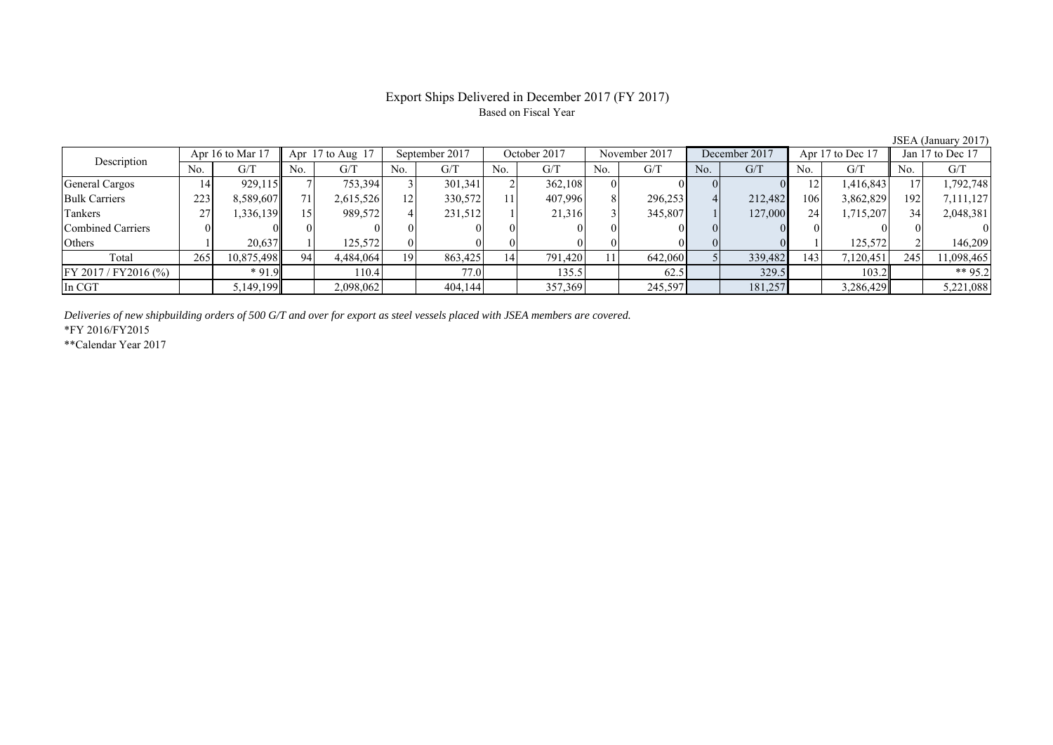# Export Ships Delivered in December 2017 (FY 2017)

Based on Fiscal Year

JSEA (January 2017)

| Description | Apr 16 to Mar 17 | | Apr 17 to Aug 17 | | September 2017 | | October 2017 | | November 2017 | | December 2017 | | Apr 17 to Dec 17 | | Jan 17 to Dec 17 | |
|---|---|---|---|---|---|---|---|---|---|---|---|---|---|---|---|---|
| | No. | G/T | No. | G/T | No. | G/T | No. | G/T | No. | G/T | No. | G/T | No. | G/T | No. | G/T |
| General Cargos | 14 | 929,115 | 7 | 753,394 | 3 | 301,341 | 2 | 362,108 | 0 | 0 | 0 | 0 | 12 | 1,416,843 | 17 | 1,792,748 |
| Bulk Carriers | 223 | 8,589,607 | 71 | 2,615,526 | 12 | 330,572 | 11 | 407,996 | 8 | 296,253 | 4 | 212,482 | 106 | 3,862,829 | 192 | 7,111,127 |
| Tankers | 27 | 1,336,139 | 15 | 989,572 | 4 | 231,512 | 1 | 21,316 | 3 | 345,807 | 1 | 127,000 | 24 | 1,715,207 | 34 | 2,048,381 |
| Combined Carriers | 0 | 0 | 0 | 0 | 0 | 0 | 0 | 0 | 0 | 0 | 0 | 0 | 0 | 0 | 0 | 0 |
| Others | 1 | 20,637 | 1 | 125,572 | 0 | 0 | 0 | 0 | 0 | 0 | 0 | 0 | 1 | 125,572 | 2 | 146,209 |
| Total | 265 | 10,875,498 | 94 | 4,484,064 | 19 | 863,425 | 14 | 791,420 | 11 | 642,060 | 5 | 339,482 | 143 | 7,120,451 | 245 | 11,098,465 |
| FY 2017 / FY2016 (%) | | * 91.9 | | 110.4 | | 77.0 | | 135.5 | | 62.5 | | 329.5 | | 103.2 | | ** 95.2 |
| In CGT | | 5,149,199 | | 2,098,062 | | 404,144 | | 357,369 | | 245,597 | | 181,257 | | 3,286,429 | | 5,221,088 |

*Deliveries of new shipbuilding orders of 500 G/T and over for export as steel vessels placed with JSEA members are covered.*

*FY 2016/FY2015

**Calendar Year 2017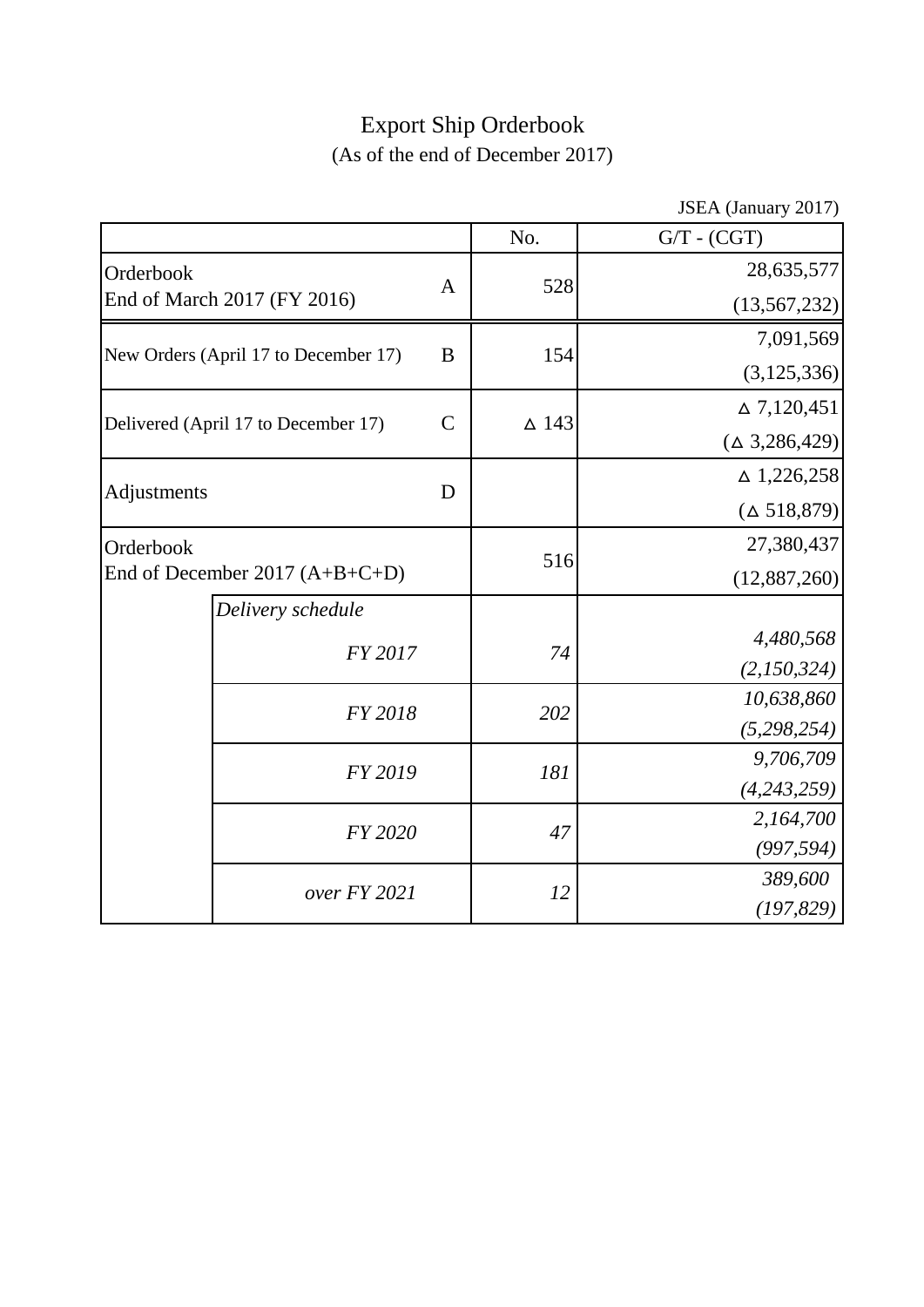# Export Ship Orderbook

(As of the end of December 2017)

JSEA (January 2017)

| | | | No. | G/T - (CGT) |
|---|---|---|---|---|
| Orderbook End of March 2017 (FY 2016) | | A | 528 | 28,635,577 (13,567,232) |
| New Orders (April 17 to December 17) | | B | 154 | 7,091,569 (3,125,336) |
| Delivered (April 17 to December 17) | | C | ∆ 143 | ∆ 7,120,451 (∆ 3,286,429) |
| Adjustments | | D | | ∆ 1,226,258 (∆ 518,879) |
| Orderbook End of December 2017 (A+B+C+D) | | | 516 | 27,380,437 (12,887,260) |
| | *Delivery schedule* | | | |
| | *FY 2017* | | *74* | *4,480,568 (2,150,324)* |
| | *FY 2018* | | *202* | *10,638,860 (5,298,254)* |
| | *FY 2019* | | *181* | *9,706,709 (4,243,259)* |
| | *FY 2020* | | *47* | *2,164,700 (997,594)* |
| | *over FY 2021* | | *12* | *389,600 (197,829)* |